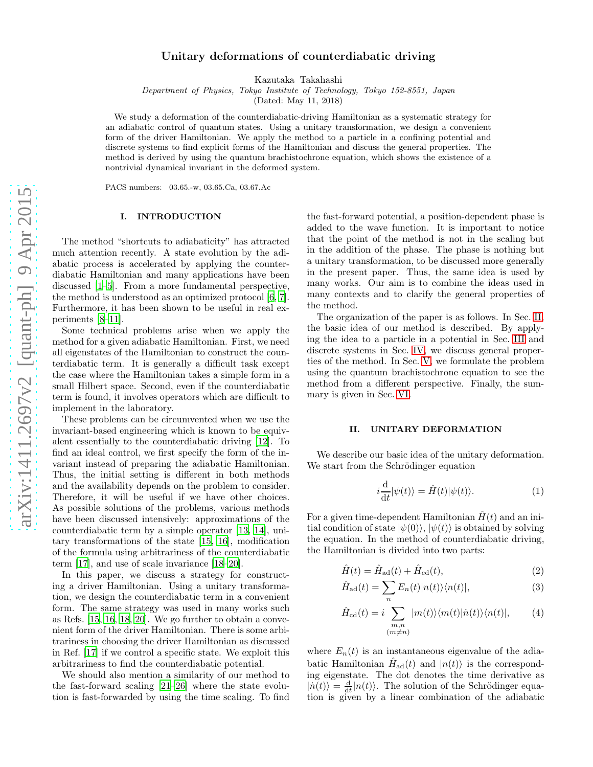# Unitary deformations of counterdiabatic driving

Kazutaka Takahashi

*Department of Physics, Tokyo Institute of Technology, Tokyo 152-8551, Japan*

(Dated: May 11, 2018)

We study a deformation of the counterdiabatic-driving Hamiltonian as a systematic strategy for an adiabatic control of quantum states. Using a unitary transformation, we design a convenient form of the driver Hamiltonian. We apply the method to a particle in a confining potential and discrete systems to find explicit forms of the Hamiltonian and discuss the general properties. The method is derived by using the quantum brachistochrone equation, which shows the existence of a nontrivial dynamical invariant in the deformed system.

PACS numbers: 03.65.-w, 03.65.Ca, 03.67.Ac

## I. INTRODUCTION

The method "shortcuts to adiabaticity" has attracted much attention recently. A state evolution by the adiabatic process is accelerated by applying the counterdiabatic Hamiltonian and many applications have been discussed [1–5]. From a more fundamental perspective, the method is understood as an optimized protocol [6, 7]. Furthermore, it has been shown to be useful in real experiments [8–11].

Some technical problems arise when we apply the method for a given adiabatic Hamiltonian. First, we need all eigenstates of the Hamiltonian to construct the counterdiabatic term. It is generally a difficult task except the case where the Hamiltonian takes a simple form in a small Hilbert space. Second, even if the counterdiabatic term is found, it involves operators which are difficult to implement in the laboratory.

These problems can be circumvented when we use the invariant-based engineering which is known to be equivalent essentially to the counterdiabatic driving [12]. To find an ideal control, we first specify the form of the invariant instead of preparing the adiabatic Hamiltonian. Thus, the initial setting is different in both methods and the availability depends on the problem to consider. Therefore, it will be useful if we have other choices. As possible solutions of the problems, various methods have been discussed intensively: approximations of the counterdiabatic term by a simple operator [13, 14], unitary transformations of the state [15, 16], modification of the formula using arbitrariness of the counterdiabatic term [17], and use of scale invariance [18–20].

In this paper, we discuss a strategy for constructing a driver Hamiltonian. Using a unitary transformation, we design the counterdiabatic term in a convenient form. The same strategy was used in many works such as Refs. [15, 16, 18, 20]. We go further to obtain a convenient form of the driver Hamiltonian. There is some arbitrariness in choosing the driver Hamiltonian as discussed in Ref. [17] if we control a specific state. We exploit this arbitrariness to find the counterdiabatic potential.

We should also mention a similarity of our method to the fast-forward scaling [21–26] where the state evolution is fast-forwarded by using the time scaling. To find the fast-forward potential, a position-dependent phase is added to the wave function. It is important to notice that the point of the method is not in the scaling but in the addition of the phase. The phase is nothing but a unitary transformation, to be discussed more generally in the present paper. Thus, the same idea is used by many works. Our aim is to combine the ideas used in many contexts and to clarify the general properties of the method.

The organization of the paper is as follows. In Sec. II, the basic idea of our method is described. By applying the idea to a particle in a potential in Sec. III and discrete systems in Sec. IV, we discuss general properties of the method. In Sec. V, we formulate the problem using the quantum brachistochrone equation to see the method from a different perspective. Finally, the summary is given in Sec. VI.

## II. UNITARY DEFORMATION

We describe our basic idea of the unitary deformation. We start from the Schrödinger equation

$$i\frac{\mathrm{d}}{\mathrm{d}t}|\psi(t)\rangle = \hat{H}(t)|\psi(t)\rangle. \tag{1}$$

For a given time-dependent Hamiltonian $\hat{H}(t)$ and an initial condition of state $|\psi(0)\rangle$, $|\psi(t)\rangle$ is obtained by solving the equation. In the method of counterdiabatic driving, the Hamiltonian is divided into two parts:

$$\hat{H}(t) = \hat{H}_{\mathrm{ad}}(t) + \hat{H}_{\mathrm{cd}}(t), \tag{2}$$

$$\hat{H}_{\mathrm{ad}}(t) = \sum_n E_n(t)|n(t)\rangle\langle n(t)|, \tag{3}$$

$$\hat{H}_{\mathrm{cd}}(t) = i\sum_{\substack{m,n \\ (m\neq n)}} |m(t)\rangle\langle m(t)|\dot{n}(t)\rangle\langle n(t)|, \tag{4}$$

where $E_n(t)$ is an instantaneous eigenvalue of the adiabatic Hamiltonian $\hat{H}_{\mathrm{ad}}(t)$ and $|n(t)\rangle$ is the corresponding eigenstate. The dot denotes the time derivative as $|\dot{n}(t)\rangle = \frac{\mathrm{d}}{\mathrm{d}t}|n(t)\rangle$. The solution of the Schrödinger equation is given by a linear combination of the adiabatic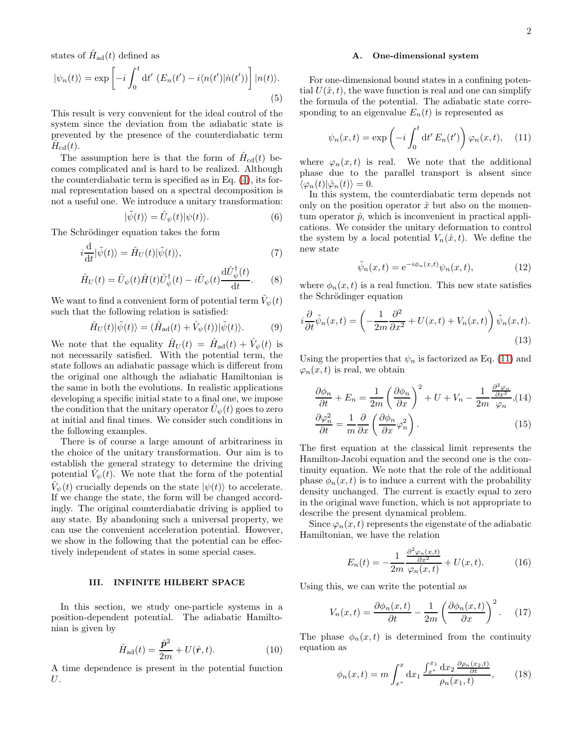states of $\hat{H}_{\rm ad}(t)$ defined as

$$|\psi_n(t)\rangle = \exp\left[-i\int_0^t {\rm d}t'\ (E_n(t') - i\langle n(t')|\dot{n}(t')\rangle)\right]|n(t)\rangle. \tag{5}$$

This result is very convenient for the ideal control of the system since the deviation from the adiabatic state is prevented by the presence of the counterdiabatic term $\hat{H}_{\rm cd}(t)$.

The assumption here is that the form of $\hat{H}_{\rm cd}(t)$ becomes complicated and is hard to be realized. Although the counterdiabatic term is specified as in Eq. (4), its formal representation based on a spectral decomposition is not a useful one. We introduce a unitary transformation:

$$|\tilde{\psi}(t)\rangle = \hat{U}_\psi(t)|\psi(t)\rangle. \tag{6}$$

The Schrödinger equation takes the form

$$i\frac{\rm d}{{\rm d}t}|\tilde{\psi}(t)\rangle = \hat{H}_U(t)|\tilde{\psi}(t)\rangle, \tag{7}$$

$$\hat{H}_U(t) = \hat{U}_\psi(t)\hat{H}(t)\hat{U}_\psi^\dagger(t) - i\hat{U}_\psi(t)\frac{{\rm d}\hat{U}_\psi^\dagger(t)}{{\rm d}t}. \tag{8}$$

We want to find a convenient form of potential term $\hat{V}_\psi(t)$ such that the following relation is satisfied:

$$\hat{H}_U(t)|\tilde{\psi}(t)\rangle = (\hat{H}_{\rm ad}(t) + \hat{V}_\psi(t))|\tilde{\psi}(t)\rangle. \tag{9}$$

We note that the equality $\hat{H}_U(t) = \hat{H}_{\rm ad}(t) + \hat{V}_\psi(t)$ is not necessarily satisfied. With the potential term, the state follows an adiabatic passage which is different from the original one although the adiabatic Hamiltonian is the same in both the evolutions. In realistic applications developing a specific initial state to a final one, we impose the condition that the unitary operator $\hat{U}_\psi(t)$ goes to zero at initial and final times. We consider such conditions in the following examples.

There is of course a large amount of arbitrariness in the choice of the unitary transformation. Our aim is to establish the general strategy to determine the driving potential $\hat{V}_\psi(t)$. We note that the form of the potential $\hat{V}_\psi(t)$ crucially depends on the state $|\psi(t)\rangle$ to accelerate. If we change the state, the form will be changed accordingly. The original counterdiabatic driving is applied to any state. By abandoning such a universal property, we can use the convenient acceleration potential. However, we show in the following that the potential can be effectively independent of states in some special cases.

## III. INFINITE HILBERT SPACE

In this section, we study one-particle systems in a position-dependent potential. The adiabatic Hamiltonian is given by

$$\hat{H}_{\rm ad}(t) = \frac{\hat{\boldsymbol{p}}^2}{2m} + U(\hat{\boldsymbol{r}}, t). \tag{10}$$

A time dependence is present in the potential function $U$.

### A. One-dimensional system

For one-dimensional bound states in a confining potential $U(\hat{x}, t)$, the wave function is real and one can simplify the formula of the potential. The adiabatic state corresponding to an eigenvalue $E_n(t)$ is represented as

$$\psi_n(x,t) = \exp\left(-i\int_0^t {\rm d}t'\, E_n(t')\right)\varphi_n(x,t), \tag{11}$$

where $\varphi_n(x,t)$ is real. We note that the additional phase due to the parallel transport is absent since $\langle\varphi_n(t)|\dot{\varphi}_n(t)\rangle = 0$.

In this system, the counterdiabatic term depends not only on the position operator $\hat{x}$ but also on the momentum operator $\hat{p}$, which is inconvenient in practical applications. We consider the unitary deformation to control the system by a local potential $V_n(\hat{x}, t)$. We define the new state

$$\tilde{\psi}_n(x,t) = {\rm e}^{-i\phi_n(x,t)}\psi_n(x,t), \tag{12}$$

where $\phi_n(x,t)$ is a real function. This new state satisfies the Schrödinger equation

$$i\frac{\partial}{\partial t}\tilde{\psi}_n(x,t) = \left(-\frac{1}{2m}\frac{\partial^2}{\partial x^2} + U(x,t) + V_n(x,t)\right)\tilde{\psi}_n(x,t). \tag{13}$$

Using the properties that $\psi_n$ is factorized as Eq. (11) and $\varphi_n(x,t)$ is real, we obtain

$$\frac{\partial\phi_n}{\partial t} + E_n = \frac{1}{2m}\left(\frac{\partial\phi_n}{\partial x}\right)^2 + U + V_n - \frac{1}{2m}\frac{\frac{\partial^2\varphi_n}{\partial x^2}}{\varphi_n}, \tag{14}$$

$$\frac{\partial\varphi_n^2}{\partial t} = \frac{1}{m}\frac{\partial}{\partial x}\left(\frac{\partial\phi_n}{\partial x}\varphi_n^2\right). \tag{15}$$

The first equation at the classical limit represents the Hamilton-Jacobi equation and the second one is the continuity equation. We note that the role of the additional phase $\phi_n(x,t)$ is to induce a current with the probability density unchanged. The current is exactly equal to zero in the original wave function, which is not appropriate to describe the present dynamical problem.

Since $\varphi_n(x,t)$ represents the eigenstate of the adiabatic Hamiltonian, we have the relation

$$E_n(t) = -\frac{1}{2m}\frac{\frac{\partial^2\varphi_n(x,t)}{\partial x^2}}{\varphi_n(x,t)} + U(x,t). \tag{16}$$

Using this, we can write the potential as

$$V_n(x,t) = \frac{\partial\phi_n(x,t)}{\partial t} - \frac{1}{2m}\left(\frac{\partial\phi_n(x,t)}{\partial x}\right)^2. \tag{17}$$

The phase $\phi_n(x,t)$ is determined from the continuity equation as

$$\phi_n(x,t) = m\int_{x^*}^x {\rm d}x_1\,\frac{\int_{x^*}^{x_1}{\rm d}x_2\,\frac{\partial\rho_n(x_2,t)}{\partial t}}{\rho_n(x_1,t)}, \tag{18}$$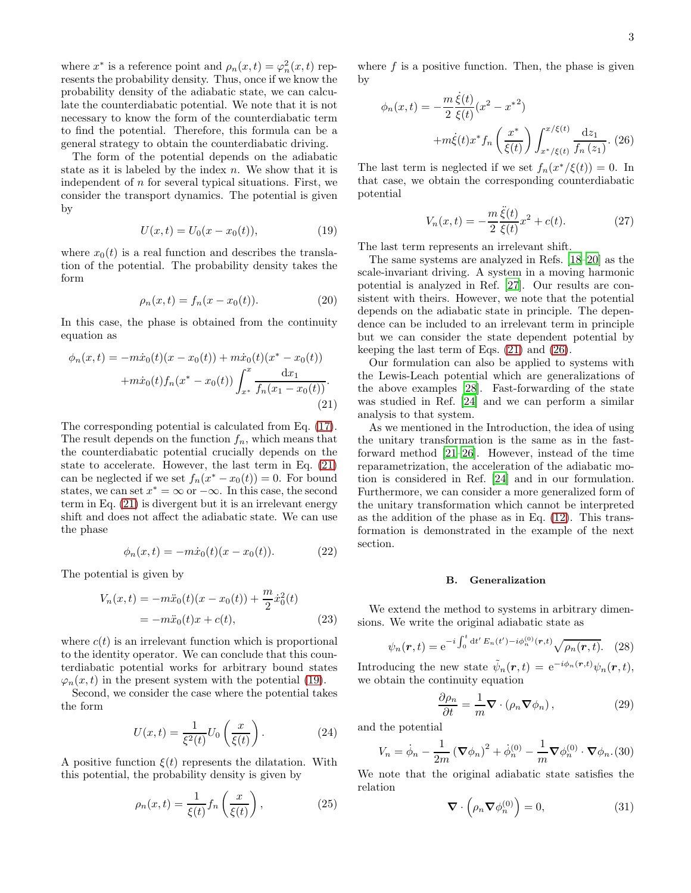where $x^*$ is a reference point and $\rho_n(x,t) = \varphi_n^2(x,t)$ represents the probability density. Thus, once if we know the probability density of the adiabatic state, we can calculate the counterdiabatic potential. We note that it is not necessary to know the form of the counterdiabatic term to find the potential. Therefore, this formula can be a general strategy to obtain the counterdiabatic driving.

The form of the potential depends on the adiabatic state as it is labeled by the index $n$. We show that it is independent of $n$ for several typical situations. First, we consider the transport dynamics. The potential is given by

$$U(x,t) = U_0(x - x_0(t)), \tag{19}$$

where $x_0(t)$ is a real function and describes the translation of the potential. The probability density takes the form

$$\rho_n(x,t) = f_n(x - x_0(t)). \tag{20}$$

In this case, the phase is obtained from the continuity equation as

$$\begin{aligned}\phi_n(x,t) = &-m\dot{x}_0(t)(x - x_0(t)) + m\dot{x}_0(t)(x^* - x_0(t)) \\ &+m\dot{x}_0(t)f_n(x^* - x_0(t))\int_{x^*}^{x}\frac{\mathrm{d}x_1}{f_n(x_1 - x_0(t))}.\end{aligned} \tag{21}$$

The corresponding potential is calculated from Eq. (17). The result depends on the function $f_n$, which means that the counterdiabatic potential crucially depends on the state to accelerate. However, the last term in Eq. (21) can be neglected if we set $f_n(x^* - x_0(t)) = 0$. For bound states, we can set $x^* = \infty$ or $-\infty$. In this case, the second term in Eq. (21) is divergent but it is an irrelevant energy shift and does not affect the adiabatic state. We can use the phase

$$\phi_n(x,t) = -m\dot{x}_0(t)(x - x_0(t)). \tag{22}$$

The potential is given by

$$\begin{aligned}V_n(x,t) &= -m\ddot{x}_0(t)(x - x_0(t)) + \frac{m}{2}\dot{x}_0^2(t) \\ &= -m\ddot{x}_0(t)x + c(t),\end{aligned} \tag{23}$$

where $c(t)$ is an irrelevant function which is proportional to the identity operator. We can conclude that this counterdiabatic potential works for arbitrary bound states $\varphi_n(x,t)$ in the present system with the potential (19).

Second, we consider the case where the potential takes the form

$$U(x,t) = \frac{1}{\xi^2(t)}U_0\left(\frac{x}{\xi(t)}\right). \tag{24}$$

A positive function $\xi(t)$ represents the dilatation. With this potential, the probability density is given by

$$\rho_n(x,t) = \frac{1}{\xi(t)}f_n\left(\frac{x}{\xi(t)}\right), \tag{25}$$

where $f$ is a positive function. Then, the phase is given by

$$\begin{aligned}\phi_n(x,t) = &-\frac{m}{2}\frac{\dot{\xi}(t)}{\xi(t)}(x^2 - {x^*}^2) \\ &+m\dot{\xi}(t)x^* f_n\left(\frac{x^*}{\xi(t)}\right)\int_{x^*/\xi(t)}^{x/\xi(t)}\frac{\mathrm{d}z_1}{f_n(z_1)}.\end{aligned} \tag{26}$$

The last term is neglected if we set $f_n(x^*/\xi(t)) = 0$. In that case, we obtain the corresponding counterdiabatic potential

$$V_n(x,t) = -\frac{m}{2}\frac{\ddot{\xi}(t)}{\xi(t)}x^2 + c(t). \tag{27}$$

The last term represents an irrelevant shift.

The same systems are analyzed in Refs. [18–20] as the scale-invariant driving. A system in a moving harmonic potential is analyzed in Ref. [27]. Our results are consistent with theirs. However, we note that the potential depends on the adiabatic state in principle. The dependence can be included to an irrelevant term in principle but we can consider the state dependent potential by keeping the last term of Eqs. (21) and (26).

Our formulation can also be applied to systems with the Lewis-Leach potential which are generalizations of the above examples [28]. Fast-forwarding of the state was studied in Ref. [24] and we can perform a similar analysis to that system.

As we mentioned in the Introduction, the idea of using the unitary transformation is the same as in the fast-forward method [21–26]. However, instead of the time reparametrization, the acceleration of the adiabatic motion is considered in Ref. [24] and in our formulation. Furthermore, we can consider a more generalized form of the unitary transformation which cannot be interpreted as the addition of the phase as in Eq. (12). This transformation is demonstrated in the example of the next section.

### B. Generalization

We extend the method to systems in arbitrary dimensions. We write the original adiabatic state as

$$\psi_n(\boldsymbol{r},t) = \mathrm{e}^{-i\int_0^t \mathrm{d}t'\,E_n(t') - i\phi_n^{(0)}(\boldsymbol{r},t)}\sqrt{\rho_n(\boldsymbol{r},t)}. \tag{28}$$

Introducing the new state $\tilde{\psi}_n(\boldsymbol{r},t) = \mathrm{e}^{-i\phi_n(\boldsymbol{r},t)}\psi_n(\boldsymbol{r},t)$, we obtain the continuity equation

$$\frac{\partial\rho_n}{\partial t} = \frac{1}{m}\boldsymbol{\nabla}\cdot\left(\rho_n\boldsymbol{\nabla}\phi_n\right), \tag{29}$$

and the potential

$$V_n = \dot{\phi}_n - \frac{1}{2m}\left(\boldsymbol{\nabla}\phi_n\right)^2 + \dot{\phi}_n^{(0)} - \frac{1}{m}\boldsymbol{\nabla}\phi_n^{(0)}\cdot\boldsymbol{\nabla}\phi_n. \tag{30}$$

We note that the original adiabatic state satisfies the relation

$$\boldsymbol{\nabla}\cdot\left(\rho_n\boldsymbol{\nabla}\phi_n^{(0)}\right) = 0, \tag{31}$$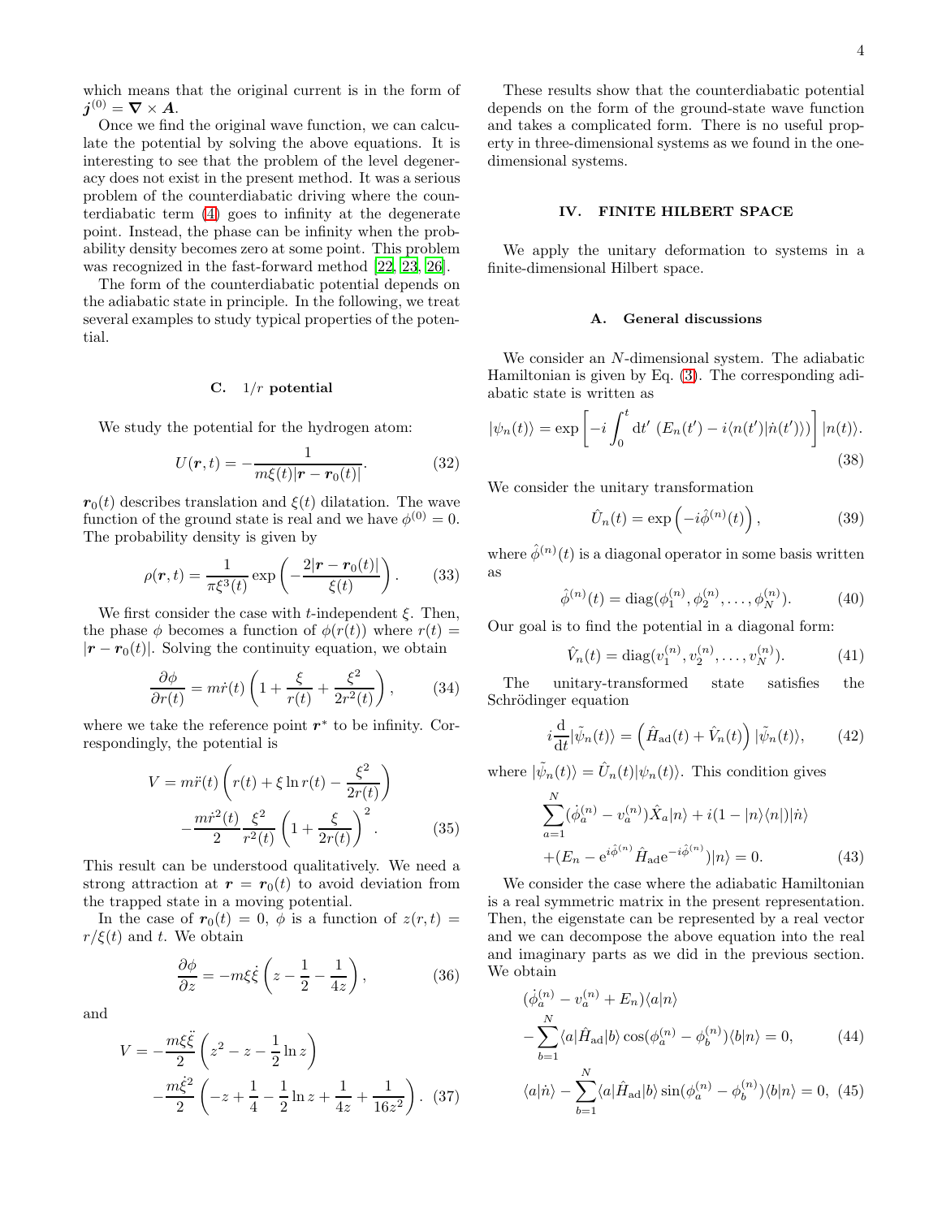which means that the original current is in the form of $\boldsymbol{j}^{(0)} = \boldsymbol{\nabla} \times \boldsymbol{A}$.

Once we find the original wave function, we can calculate the potential by solving the above equations. It is interesting to see that the problem of the level degeneracy does not exist in the present method. It was a serious problem of the counterdiabatic driving where the counterdiabatic term (4) goes to infinity at the degenerate point. Instead, the phase can be infinity when the probability density becomes zero at some point. This problem was recognized in the fast-forward method [22, 23, 26].

The form of the counterdiabatic potential depends on the adiabatic state in principle. In the following, we treat several examples to study typical properties of the potential.

### C. $1/r$ potential

We study the potential for the hydrogen atom:

$$U(\boldsymbol{r},t) = -\frac{1}{m\xi(t)|\boldsymbol{r}-\boldsymbol{r}_0(t)|}. \tag{32}$$

$\boldsymbol{r}_0(t)$ describes translation and $\xi(t)$ dilatation. The wave function of the ground state is real and we have $\phi^{(0)} = 0$. The probability density is given by

$$\rho(\boldsymbol{r},t) = \frac{1}{\pi\xi^3(t)} \exp\left(-\frac{2|\boldsymbol{r}-\boldsymbol{r}_0(t)|}{\xi(t)}\right). \tag{33}$$

We first consider the case with $t$-independent $\xi$. Then, the phase $\phi$ becomes a function of $\phi(r(t))$ where $r(t) = |\boldsymbol{r}-\boldsymbol{r}_0(t)|$. Solving the continuity equation, we obtain

$$\frac{\partial\phi}{\partial r(t)} = m\dot{r}(t)\left(1+\frac{\xi}{r(t)}+\frac{\xi^2}{2r^2(t)}\right), \tag{34}$$

where we take the reference point $\boldsymbol{r}^*$ to be infinity. Correspondingly, the potential is

$$V = m\ddot{r}(t)\left(r(t)+\xi\ln r(t)-\frac{\xi^2}{2r(t)}\right) -\frac{m\dot{r}^2(t)}{2}\frac{\xi^2}{r^2(t)}\left(1+\frac{\xi}{2r(t)}\right)^2. \tag{35}$$

This result can be understood qualitatively. We need a strong attraction at $\boldsymbol{r} = \boldsymbol{r}_0(t)$ to avoid deviation from the trapped state in a moving potential.

In the case of $\boldsymbol{r}_0(t) = 0$, $\phi$ is a function of $z(r,t) = r/\xi(t)$ and $t$. We obtain

$$\frac{\partial\phi}{\partial z} = -m\xi\dot{\xi}\left(z-\frac{1}{2}-\frac{1}{4z}\right), \tag{36}$$

and

$$V = -\frac{m\xi\ddot{\xi}}{2}\left(z^2-z-\frac{1}{2}\ln z\right) -\frac{m\dot{\xi}^2}{2}\left(-z+\frac{1}{4}-\frac{1}{2}\ln z+\frac{1}{4z}+\frac{1}{16z^2}\right). \tag{37}$$

These results show that the counterdiabatic potential depends on the form of the ground-state wave function and takes a complicated form. There is no useful property in three-dimensional systems as we found in the one-dimensional systems.

## IV. FINITE HILBERT SPACE

We apply the unitary deformation to systems in a finite-dimensional Hilbert space.

### A. General discussions

We consider an $N$-dimensional system. The adiabatic Hamiltonian is given by Eq. (3). The corresponding adiabatic state is written as

$$|\psi_n(t)\rangle = \exp\left[-i\int_0^t \mathrm{d}t'\, \left(E_n(t')-i\langle n(t')|\dot{n}(t')\rangle\right)\right]|n(t)\rangle. \tag{38}$$

We consider the unitary transformation

$$\hat{U}_n(t) = \exp\left(-i\hat{\phi}^{(n)}(t)\right), \tag{39}$$

where $\hat{\phi}^{(n)}(t)$ is a diagonal operator in some basis written as

$$\hat{\phi}^{(n)}(t) = \mathrm{diag}(\phi_1^{(n)},\phi_2^{(n)},\dots,\phi_N^{(n)}). \tag{40}$$

Our goal is to find the potential in a diagonal form:

$$\hat{V}_n(t) = \mathrm{diag}(v_1^{(n)},v_2^{(n)},\dots,v_N^{(n)}). \tag{41}$$

The unitary-transformed state satisfies the Schrödinger equation

$$i\frac{\mathrm{d}}{\mathrm{d}t}|\tilde{\psi}_n(t)\rangle = \left(\hat{H}_{\mathrm{ad}}(t)+\hat{V}_n(t)\right)|\tilde{\psi}_n(t)\rangle, \tag{42}$$

where $|\tilde{\psi}_n(t)\rangle = \hat{U}_n(t)|\psi_n(t)\rangle$. This condition gives

$$\sum_{a=1}^N(\dot{\phi}_a^{(n)}-v_a^{(n)})\hat{X}_a|n\rangle + i(1-|n\rangle\langle n|)|\dot{n}\rangle +(E_n-\mathrm{e}^{i\hat{\phi}^{(n)}}\hat{H}_{\mathrm{ad}}\mathrm{e}^{-i\hat{\phi}^{(n)}})|n\rangle = 0. \tag{43}$$

We consider the case where the adiabatic Hamiltonian is a real symmetric matrix in the present representation. Then, the eigenstate can be represented by a real vector and we can decompose the above equation into the real and imaginary parts as we did in the previous section. We obtain

$$(\dot{\phi}_a^{(n)}-v_a^{(n)}+E_n)\langle a|n\rangle -\sum_{b=1}^N\langle a|\hat{H}_{\mathrm{ad}}|b\rangle\cos(\phi_a^{(n)}-\phi_b^{(n)})\langle b|n\rangle = 0, \tag{44}$$

$$\langle a|\dot{n}\rangle - \sum_{b=1}^N\langle a|\hat{H}_{\mathrm{ad}}|b\rangle\sin(\phi_a^{(n)}-\phi_b^{(n)})\langle b|n\rangle = 0, \tag{45}$$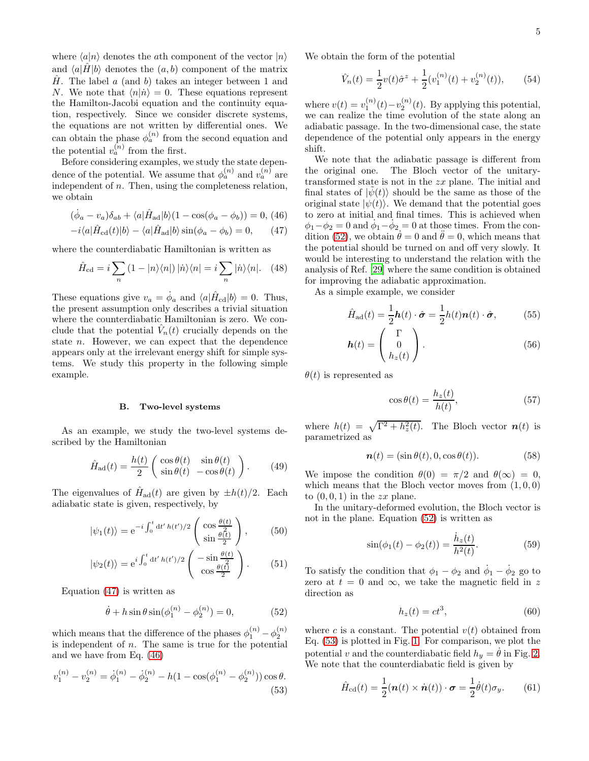where $\langle a|n\rangle$ denotes the $a$th component of the vector $|n\rangle$ and $\langle a|\hat{H}|b\rangle$ denotes the $(a,b)$ component of the matrix $\hat{H}$. The label $a$ (and $b$) takes an integer between 1 and $N$. We note that $\langle n|\dot{n}\rangle = 0$. These equations represent the Hamilton-Jacobi equation and the continuity equation, respectively. Since we consider discrete systems, the equations are not written by differential ones. We can obtain the phase $\phi_a^{(n)}$ from the second equation and the potential $v_a^{(n)}$ from the first.

Before considering examples, we study the state dependence of the potential. We assume that $\phi_a^{(n)}$ and $v_a^{(n)}$ are independent of $n$. Then, using the completeness relation, we obtain

$$(\dot{\phi}_a - v_a)\delta_{ab} + \langle a|\hat{H}_{\rm ad}|b\rangle(1-\cos(\phi_a-\phi_b)) = 0, \quad (46)$$

$$-i\langle a|\hat{H}_{\rm cd}(t)|b\rangle - \langle a|\hat{H}_{\rm ad}|b\rangle \sin(\phi_a-\phi_b) = 0, \quad (47)$$

where the counterdiabatic Hamiltonian is written as

$$\hat{H}_{\rm cd} = i\sum_n (1-|n\rangle\langle n|)\,|\dot{n}\rangle\langle n| = i\sum_n |\dot{n}\rangle\langle n|. \quad (48)$$

These equations give $v_a = \dot{\phi}_a$ and $\langle a|\hat{H}_{\rm cd}|b\rangle = 0$. Thus, the present assumption only describes a trivial situation where the counterdiabatic Hamiltonian is zero. We conclude that the potential $\hat{V}_n(t)$ crucially depends on the state $n$. However, we can expect that the dependence appears only at the irrelevant energy shift for simple systems. We study this property in the following simple example.

### B. Two-level systems

As an example, we study the two-level systems described by the Hamiltonian

$$\hat{H}_{\rm ad}(t) = \frac{h(t)}{2}\begin{pmatrix} \cos\theta(t) & \sin\theta(t) \\ \sin\theta(t) & -\cos\theta(t) \end{pmatrix}. \quad (49)$$

The eigenvalues of $\hat{H}_{\rm ad}(t)$ are given by $\pm h(t)/2$. Each adiabatic state is given, respectively, by

$$|\psi_1(t)\rangle = {\rm e}^{-i\int_0^t {\rm d}t'\, h(t')/2}\begin{pmatrix} \cos\frac{\theta(t)}{2} \\ \sin\frac{\theta(t)}{2} \end{pmatrix}, \quad (50)$$

$$|\psi_2(t)\rangle = {\rm e}^{i\int_0^t {\rm d}t'\, h(t')/2}\begin{pmatrix} -\sin\frac{\theta(t)}{2} \\ \cos\frac{\theta(t)}{2} \end{pmatrix}. \quad (51)$$

Equation (47) is written as

$$\dot{\theta} + h\sin\theta\sin(\phi_1^{(n)} - \phi_2^{(n)}) = 0, \quad (52)$$

which means that the difference of the phases $\phi_1^{(n)} - \phi_2^{(n)}$ is independent of $n$. The same is true for the potential and we have from Eq. (46)

$$v_1^{(n)} - v_2^{(n)} = \dot{\phi}_1^{(n)} - \dot{\phi}_2^{(n)} - h(1-\cos(\phi_1^{(n)}-\phi_2^{(n)}))\cos\theta. \quad (53)$$

We obtain the form of the potential

$$\hat{V}_n(t) = \frac{1}{2}v(t)\hat{\sigma}^z + \frac{1}{2}(v_1^{(n)}(t) + v_2^{(n)}(t)), \quad (54)$$

where $v(t) = v_1^{(n)}(t) - v_2^{(n)}(t)$. By applying this potential, we can realize the time evolution of the state along an adiabatic passage. In the two-dimensional case, the state dependence of the potential only appears in the energy shift.

We note that the adiabatic passage is different from the original one. The Bloch vector of the unitary-transformed state is not in the $zx$ plane. The initial and final states of $|\tilde{\psi}(t)\rangle$ should be the same as those of the original state $|\psi(t)\rangle$. We demand that the potential goes to zero at initial and final times. This is achieved when $\phi_1-\phi_2 = 0$ and $\dot{\phi}_1-\dot{\phi}_2 = 0$ at those times. From the condition (52), we obtain $\dot{\theta} = 0$ and $\ddot{\theta} = 0$, which means that the potential should be turned on and off very slowly. It would be interesting to understand the relation with the analysis of Ref. [29] where the same condition is obtained for improving the adiabatic approximation.

As a simple example, we consider

$$\hat{H}_{\rm ad}(t) = \frac{1}{2}\boldsymbol{h}(t)\cdot\hat{\boldsymbol{\sigma}} = \frac{1}{2}h(t)\boldsymbol{n}(t)\cdot\hat{\boldsymbol{\sigma}}, \quad (55)$$

$$\boldsymbol{h}(t) = \begin{pmatrix} \Gamma \\ 0 \\ h_z(t) \end{pmatrix}. \quad (56)$$

$\theta(t)$ is represented as

$$\cos\theta(t) = \frac{h_z(t)}{h(t)}, \quad (57)$$

where $h(t) = \sqrt{\Gamma^2 + h_z^2(t)}$. The Bloch vector $\boldsymbol{n}(t)$ is parametrized as

$$\boldsymbol{n}(t) = (\sin\theta(t), 0, \cos\theta(t)). \quad (58)$$

We impose the condition $\theta(0) = \pi/2$ and $\theta(\infty) = 0$, which means that the Bloch vector moves from $(1,0,0)$ to $(0,0,1)$ in the $zx$ plane.

In the unitary-deformed evolution, the Bloch vector is not in the plane. Equation (52) is written as

$$\sin(\phi_1(t) - \phi_2(t)) = \frac{\dot{h}_z(t)}{h^2(t)}. \quad (59)$$

To satisfy the condition that $\phi_1-\phi_2$ and $\dot{\phi}_1-\dot{\phi}_2$ go to zero at $t=0$ and $\infty$, we take the magnetic field in $z$ direction as

$$h_z(t) = ct^3, \quad (60)$$

where $c$ is a constant. The potential $v(t)$ obtained from Eq. (53) is plotted in Fig. 1. For comparison, we plot the potential $v$ and the counterdiabatic field $h_y = \dot{\theta}$ in Fig. 2. We note that the counterdiabatic field is given by

$$\hat{H}_{\rm cd}(t) = \frac{1}{2}(\boldsymbol{n}(t)\times\dot{\boldsymbol{n}}(t))\cdot\boldsymbol{\sigma} = \frac{1}{2}\dot{\theta}(t)\sigma_y. \quad (61)$$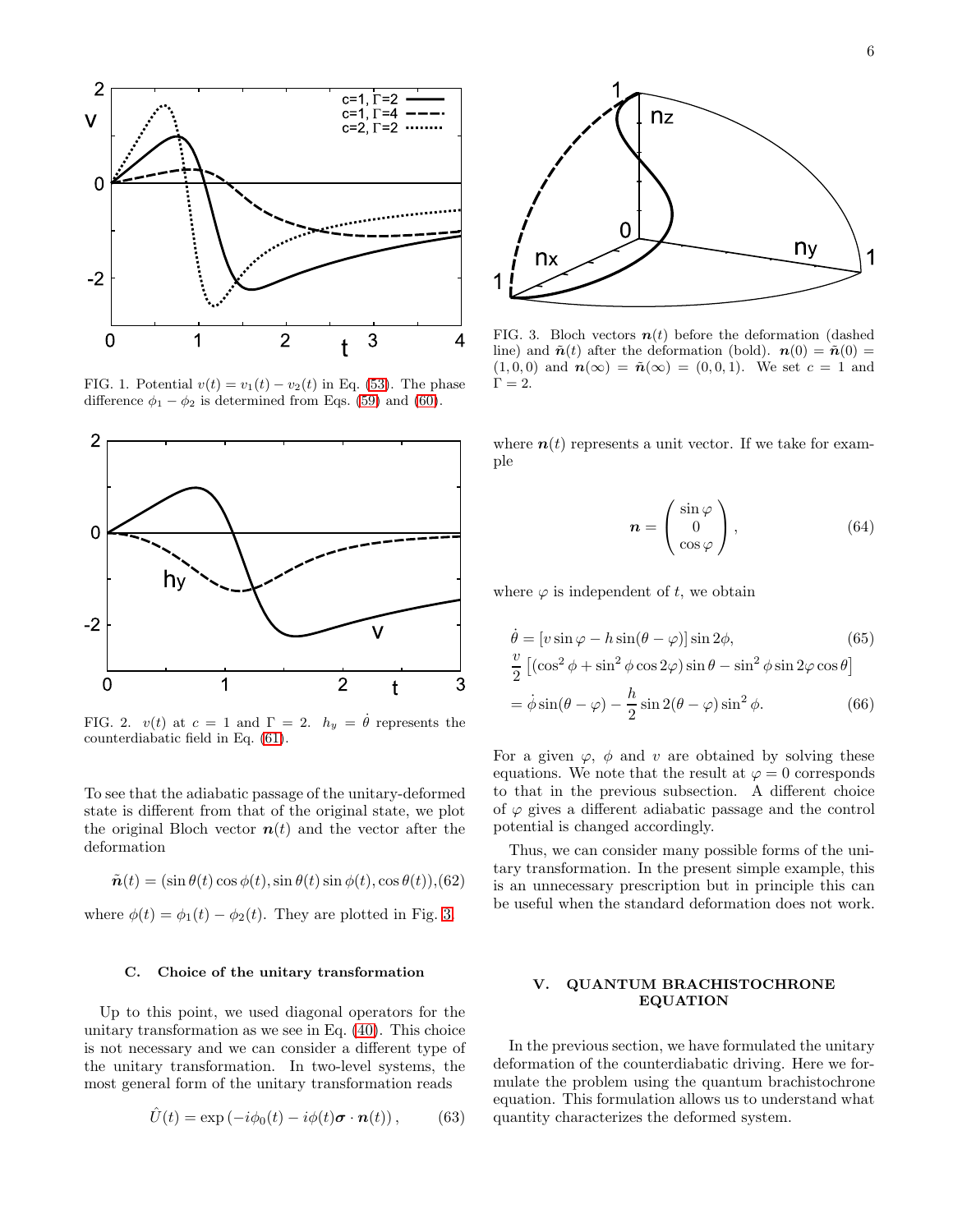FIG. 1. Potential $v(t) = v_1(t) - v_2(t)$ in Eq. (53). The phase difference $\phi_1 - \phi_2$ is determined from Eqs. (59) and (60).

FIG. 2. $v(t)$ at $c = 1$ and $\Gamma = 2$. $h_y = \dot{\theta}$ represents the counterdiabatic field in Eq. (61).

To see that the adiabatic passage of the unitary-deformed state is different from that of the original state, we plot the original Bloch vector $\boldsymbol{n}(t)$ and the vector after the deformation

$$\tilde{\boldsymbol{n}}(t) = (\sin\theta(t)\cos\phi(t), \sin\theta(t)\sin\phi(t), \cos\theta(t)), \quad (62)$$

where $\phi(t) = \phi_1(t) - \phi_2(t)$. They are plotted in Fig. 3.

### C. Choice of the unitary transformation

Up to this point, we used diagonal operators for the unitary transformation as we see in Eq. (40). This choice is not necessary and we can consider a different type of the unitary transformation. In two-level systems, the most general form of the unitary transformation reads

$$\hat{U}(t) = \exp\left(-i\phi_0(t) - i\phi(t)\boldsymbol{\sigma}\cdot\boldsymbol{n}(t)\right), \quad (63)$$

FIG. 3. Bloch vectors $\boldsymbol{n}(t)$ before the deformation (dashed line) and $\tilde{\boldsymbol{n}}(t)$ after the deformation (bold). $\boldsymbol{n}(0) = \tilde{\boldsymbol{n}}(0) = (1, 0, 0)$ and $\boldsymbol{n}(\infty) = \tilde{\boldsymbol{n}}(\infty) = (0, 0, 1)$. We set $c = 1$ and $\Gamma = 2$.

where $\boldsymbol{n}(t)$ represents a unit vector. If we take for example

$$\boldsymbol{n} = \begin{pmatrix} \sin\varphi \\ 0 \\ \cos\varphi \end{pmatrix}, \quad (64)$$

where $\varphi$ is independent of $t$, we obtain

$$\dot{\theta} = \left[v\sin\varphi - h\sin(\theta - \varphi)\right]\sin 2\phi, \quad (65)$$

$$\frac{v}{2}\left[(\cos^2\phi + \sin^2\phi\cos 2\varphi)\sin\theta - \sin^2\phi\sin 2\varphi\cos\theta\right]$$
$$= \dot{\phi}\sin(\theta - \varphi) - \frac{h}{2}\sin 2(\theta - \varphi)\sin^2\phi. \quad (66)$$

For a given $\varphi$, $\phi$ and $v$ are obtained by solving these equations. We note that the result at $\varphi = 0$ corresponds to that in the previous subsection. A different choice of $\varphi$ gives a different adiabatic passage and the control potential is changed accordingly.

Thus, we can consider many possible forms of the unitary transformation. In the present simple example, this is an unnecessary prescription but in principle this can be useful when the standard deformation does not work.

## V. QUANTUM BRACHISTOCHRONE EQUATION

In the previous section, we have formulated the unitary deformation of the counterdiabatic driving. Here we formulate the problem using the quantum brachistochrone equation. This formulation allows us to understand what quantity characterizes the deformed system.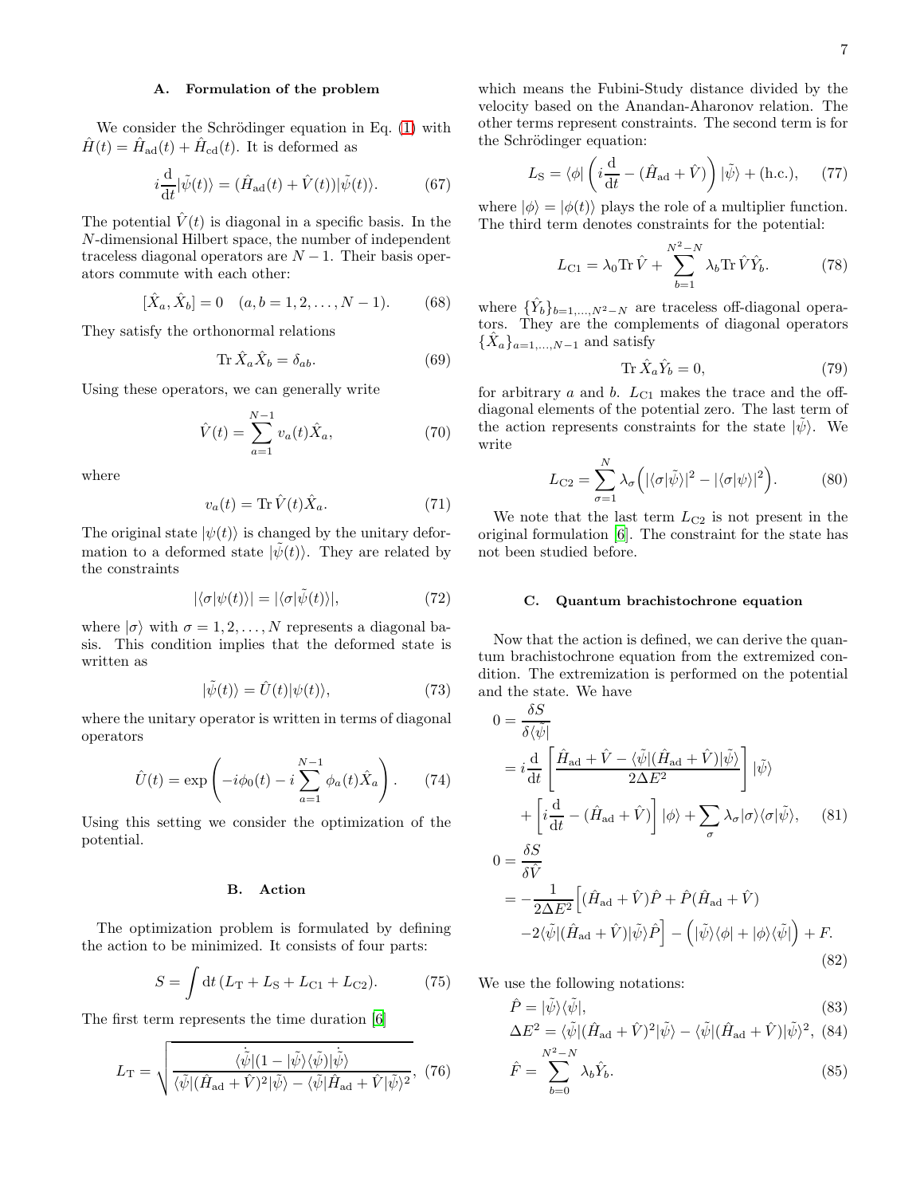### A. Formulation of the problem

We consider the Schrödinger equation in Eq. (1) with $\hat{H}(t) = \hat{H}_{\rm ad}(t) + \hat{H}_{\rm cd}(t)$. It is deformed as

$$i\frac{\mathrm{d}}{\mathrm{d}t}|\tilde{\psi}(t)\rangle = (\hat{H}_{\rm ad}(t) + \hat{V}(t))|\tilde{\psi}(t)\rangle. \tag{67}$$

The potential $\hat{V}(t)$ is diagonal in a specific basis. In the $N$-dimensional Hilbert space, the number of independent traceless diagonal operators are $N-1$. Their basis operators commute with each other:

$$[\hat{X}_a, \hat{X}_b] = 0 \quad (a, b = 1, 2, \ldots, N-1). \tag{68}$$

They satisfy the orthonormal relations

$$\mathrm{Tr}\,\hat{X}_a\hat{X}_b = \delta_{ab}. \tag{69}$$

Using these operators, we can generally write

$$\hat{V}(t) = \sum_{a=1}^{N-1} v_a(t)\hat{X}_a, \tag{70}$$

where

$$v_a(t) = \mathrm{Tr}\,\hat{V}(t)\hat{X}_a. \tag{71}$$

The original state $|\psi(t)\rangle$ is changed by the unitary deformation to a deformed state $|\tilde{\psi}(t)\rangle$. They are related by the constraints

$$|\langle\sigma|\psi(t)\rangle| = |\langle\sigma|\tilde{\psi}(t)\rangle|, \tag{72}$$

where $|\sigma\rangle$ with $\sigma = 1, 2, \ldots, N$ represents a diagonal basis. This condition implies that the deformed state is written as

$$|\tilde{\psi}(t)\rangle = \hat{U}(t)|\psi(t)\rangle, \tag{73}$$

where the unitary operator is written in terms of diagonal operators

$$\hat{U}(t) = \exp\left(-i\phi_0(t) - i\sum_{a=1}^{N-1}\phi_a(t)\hat{X}_a\right). \tag{74}$$

Using this setting we consider the optimization of the potential.

### B. Action

The optimization problem is formulated by defining the action to be minimized. It consists of four parts:

$$S = \int \mathrm{d}t\,(L_{\rm T} + L_{\rm S} + L_{\rm C1} + L_{\rm C2}). \tag{75}$$

The first term represents the time duration [6]

$$L_{\rm T} = \sqrt{\frac{\langle\dot{\tilde{\psi}}|(1 - |\tilde{\psi}\rangle\langle\tilde{\psi}|)|\dot{\tilde{\psi}}\rangle}{\langle\tilde{\psi}|(\hat{H}_{\rm ad} + \hat{V})^2|\tilde{\psi}\rangle - \langle\tilde{\psi}|\hat{H}_{\rm ad} + \hat{V}|\tilde{\psi}\rangle^2}}, \tag{76}$$

which means the Fubini-Study distance divided by the velocity based on the Anandan-Aharonov relation. The other terms represent constraints. The second term is for the Schrödinger equation:

$$L_{\rm S} = \langle\phi|\left(i\frac{\mathrm{d}}{\mathrm{d}t} - (\hat{H}_{\rm ad} + \hat{V})\right)|\tilde{\psi}\rangle + (\mathrm{h.c.}), \tag{77}$$

where $|\phi\rangle = |\phi(t)\rangle$ plays the role of a multiplier function. The third term denotes constraints for the potential:

$$L_{\rm C1} = \lambda_0\mathrm{Tr}\,\hat{V} + \sum_{b=1}^{N^2-N}\lambda_b\mathrm{Tr}\,\hat{V}\hat{Y}_b. \tag{78}$$

where $\{\hat{Y}_b\}_{b=1,\ldots,N^2-N}$ are traceless off-diagonal operators. They are the complements of diagonal operators $\{\hat{X}_a\}_{a=1,\ldots,N-1}$ and satisfy

$$\mathrm{Tr}\,\hat{X}_a\hat{Y}_b = 0, \tag{79}$$

for arbitrary $a$ and $b$. $L_{\rm C1}$ makes the trace and the off-diagonal elements of the potential zero. The last term of the action represents constraints for the state $|\tilde{\psi}\rangle$. We write

$$L_{\rm C2} = \sum_{\sigma=1}^{N}\lambda_\sigma\Big(|\langle\sigma|\tilde{\psi}\rangle|^2 - |\langle\sigma|\psi\rangle|^2\Big). \tag{80}$$

We note that the last term $L_{\rm C2}$ is not present in the original formulation [6]. The constraint for the state has not been studied before.

### C. Quantum brachistochrone equation

Now that the action is defined, we can derive the quantum brachistochrone equation from the extremized condition. The extremization is performed on the potential and the state. We have

$$\begin{aligned}
0 &= \frac{\delta S}{\delta\langle\tilde{\psi}|} \\
&= i\frac{\mathrm{d}}{\mathrm{d}t}\left[\frac{\hat{H}_{\rm ad} + \hat{V} - \langle\tilde{\psi}|(\hat{H}_{\rm ad} + \hat{V})|\tilde{\psi}\rangle}{2\Delta E^2}\right]|\tilde{\psi}\rangle \\
&\quad + \left[i\frac{\mathrm{d}}{\mathrm{d}t} - (\hat{H}_{\rm ad} + \hat{V})\right]|\phi\rangle + \sum_\sigma\lambda_\sigma|\sigma\rangle\langle\sigma|\tilde{\psi}\rangle,
\end{aligned} \tag{81}$$

$$\begin{aligned}
0 &= \frac{\delta S}{\delta\hat{V}} \\
&= -\frac{1}{2\Delta E^2}\Big[(\hat{H}_{\rm ad} + \hat{V})\hat{P} + \hat{P}(\hat{H}_{\rm ad} + \hat{V}) \\
&\quad - 2\langle\tilde{\psi}|(\hat{H}_{\rm ad} + \hat{V})|\tilde{\psi}\rangle\hat{P}\Big] - \Big(|\tilde{\psi}\rangle\langle\phi| + |\phi\rangle\langle\tilde{\psi}|\Big) + F.
\end{aligned} \tag{82}$$

We use the following notations:

$$\hat{P} = |\tilde{\psi}\rangle\langle\tilde{\psi}|, \tag{83}$$

$$\Delta E^2 = \langle\tilde{\psi}|(\hat{H}_{\rm ad} + \hat{V})^2|\tilde{\psi}\rangle - \langle\tilde{\psi}|(\hat{H}_{\rm ad} + \hat{V})|\tilde{\psi}\rangle^2, \tag{84}$$

$$\hat{F} = \sum_{b=0}^{N^2-N}\lambda_b\hat{Y}_b. \tag{85}$$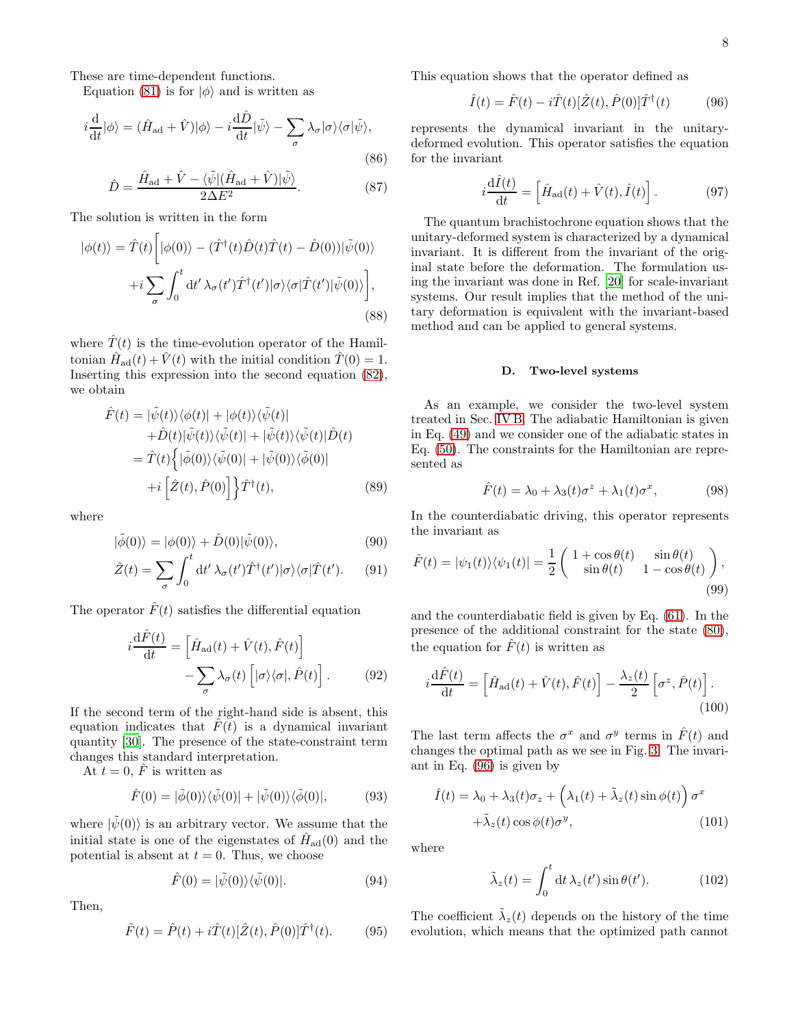These are time-dependent functions.

Equation (81) is for $|\phi\rangle$ and is written as

$$i\frac{\mathrm{d}}{\mathrm{d}t}|\phi\rangle = (\hat{H}_{\mathrm{ad}}+\hat{V})|\phi\rangle - i\frac{\mathrm{d}\hat{D}}{\mathrm{d}t}|\tilde{\psi}\rangle - \sum_\sigma \lambda_\sigma |\sigma\rangle\langle\sigma|\tilde{\psi}\rangle, \tag{86}$$

$$\hat{D} = \frac{\hat{H}_{\mathrm{ad}}+\hat{V}-\langle\tilde{\psi}|(\hat{H}_{\mathrm{ad}}+\hat{V})|\tilde{\psi}\rangle}{2\Delta E^2}. \tag{87}$$

The solution is written in the form

$$\begin{aligned}|\phi(t)\rangle = \hat{T}(t)\Bigg[&|\phi(0)\rangle - (\hat{T}^\dagger(t)\hat{D}(t)\hat{T}(t)-\hat{D}(0))|\tilde{\psi}(0)\rangle \\ &+i\sum_\sigma\int_0^t \mathrm{d}t'\,\lambda_\sigma(t')\hat{T}^\dagger(t')|\sigma\rangle\langle\sigma|\hat{T}(t')|\tilde{\psi}(0)\rangle\Bigg],\end{aligned} \tag{88}$$

where $\hat{T}(t)$ is the time-evolution operator of the Hamiltonian $\hat{H}_{\mathrm{ad}}(t)+\hat{V}(t)$ with the initial condition $\hat{T}(0)=1$. Inserting this expression into the second equation (82), we obtain

$$\begin{aligned}\hat{F}(t) &= |\tilde{\psi}(t)\rangle\langle\phi(t)| + |\phi(t)\rangle\langle\tilde{\psi}(t)| \\ &\quad+\hat{D}(t)|\tilde{\psi}(t)\rangle\langle\tilde{\psi}(t)| + |\tilde{\psi}(t)\rangle\langle\tilde{\psi}(t)|\hat{D}(t) \\ &= \hat{T}(t)\Big\{|\tilde{\phi}(0)\rangle\langle\tilde{\psi}(0)| + |\tilde{\psi}(0)\rangle\langle\tilde{\phi}(0)| \\ &\quad+i\left[\hat{Z}(t),\hat{P}(0)\right]\Big\}\hat{T}^\dagger(t),\end{aligned} \tag{89}$$

where

$$|\tilde{\phi}(0)\rangle = |\phi(0)\rangle + \hat{D}(0)|\tilde{\psi}(0)\rangle, \tag{90}$$

$$\hat{Z}(t) = \sum_\sigma\int_0^t \mathrm{d}t'\,\lambda_\sigma(t')\hat{T}^\dagger(t')|\sigma\rangle\langle\sigma|\hat{T}(t'). \tag{91}$$

The operator $\hat{F}(t)$ satisfies the differential equation

$$\begin{aligned}i\frac{\mathrm{d}\hat{F}(t)}{\mathrm{d}t} &= \left[\hat{H}_{\mathrm{ad}}(t)+\hat{V}(t),\hat{F}(t)\right] \\ &\quad-\sum_\sigma\lambda_\sigma(t)\left[|\sigma\rangle\langle\sigma|,\hat{P}(t)\right].\end{aligned} \tag{92}$$

If the second term of the right-hand side is absent, this equation indicates that $\hat{F}(t)$ is a dynamical invariant quantity [30]. The presence of the state-constraint term changes this standard interpretation.

At $t=0$, $\hat{F}$ is written as

$$\hat{F}(0) = |\tilde{\phi}(0)\rangle\langle\tilde{\psi}(0)| + |\tilde{\psi}(0)\rangle\langle\tilde{\phi}(0)|, \tag{93}$$

where $|\tilde{\psi}(0)\rangle$ is an arbitrary vector. We assume that the initial state is one of the eigenstates of $\hat{H}_{\mathrm{ad}}(0)$ and the potential is absent at $t=0$. Thus, we choose

$$\hat{F}(0) = |\tilde{\psi}(0)\rangle\langle\tilde{\psi}(0)|. \tag{94}$$

Then,

$$\hat{F}(t) = \hat{P}(t) + i\hat{T}(t)[\hat{Z}(t),\hat{P}(0)]\hat{T}^\dagger(t). \tag{95}$$

This equation shows that the operator defined as

$$\hat{I}(t) = \hat{F}(t) - i\hat{T}(t)[\hat{Z}(t),\hat{P}(0)]\hat{T}^\dagger(t) \tag{96}$$

represents the dynamical invariant in the unitary-deformed evolution. This operator satisfies the equation for the invariant

$$i\frac{\mathrm{d}\hat{I}(t)}{\mathrm{d}t} = \left[\hat{H}_{\mathrm{ad}}(t)+\hat{V}(t),\hat{I}(t)\right]. \tag{97}$$

The quantum brachistochrone equation shows that the unitary-deformed system is characterized by a dynamical invariant. It is different from the invariant of the original state before the deformation. The formulation using the invariant was done in Ref. [20] for scale-invariant systems. Our result implies that the method of the unitary deformation is equivalent with the invariant-based method and can be applied to general systems.

### D. Two-level systems

As an example, we consider the two-level system treated in Sec. IV B. The adiabatic Hamiltonian is given in Eq. (49) and we consider one of the adiabatic states in Eq. (50). The constraints for the Hamiltonian are represented as

$$\hat{F}(t) = \lambda_0 + \lambda_3(t)\sigma^z + \lambda_1(t)\sigma^x, \tag{98}$$

In the counterdiabatic driving, this operator represents the invariant as

$$\hat{F}(t) = |\psi_1(t)\rangle\langle\psi_1(t)| = \frac{1}{2}\begin{pmatrix}1+\cos\theta(t) & \sin\theta(t)\\ \sin\theta(t) & 1-\cos\theta(t)\end{pmatrix}, \tag{99}$$

and the counterdiabatic field is given by Eq. (61). In the presence of the additional constraint for the state (80), the equation for $\hat{F}(t)$ is written as

$$i\frac{\mathrm{d}\hat{F}(t)}{\mathrm{d}t} = \left[\hat{H}_{\mathrm{ad}}(t)+\hat{V}(t),\hat{F}(t)\right] - \frac{\lambda_z(t)}{2}\left[\sigma^z,\hat{P}(t)\right]. \tag{100}$$

The last term affects the $\sigma^x$ and $\sigma^y$ terms in $\hat{F}(t)$ and changes the optimal path as we see in Fig. 3. The invariant in Eq. (96) is given by

$$\begin{aligned}\hat{I}(t) = \lambda_0 + \lambda_3(t)\sigma_z &+ \left(\lambda_1(t)+\tilde{\lambda}_z(t)\sin\phi(t)\right)\sigma^x \\ &+\tilde{\lambda}_z(t)\cos\phi(t)\sigma^y,\end{aligned} \tag{101}$$

where

$$\tilde{\lambda}_z(t) = \int_0^t \mathrm{d}t\,\lambda_z(t')\sin\theta(t'). \tag{102}$$

The coefficient $\tilde{\lambda}_z(t)$ depends on the history of the time evolution, which means that the optimized path cannot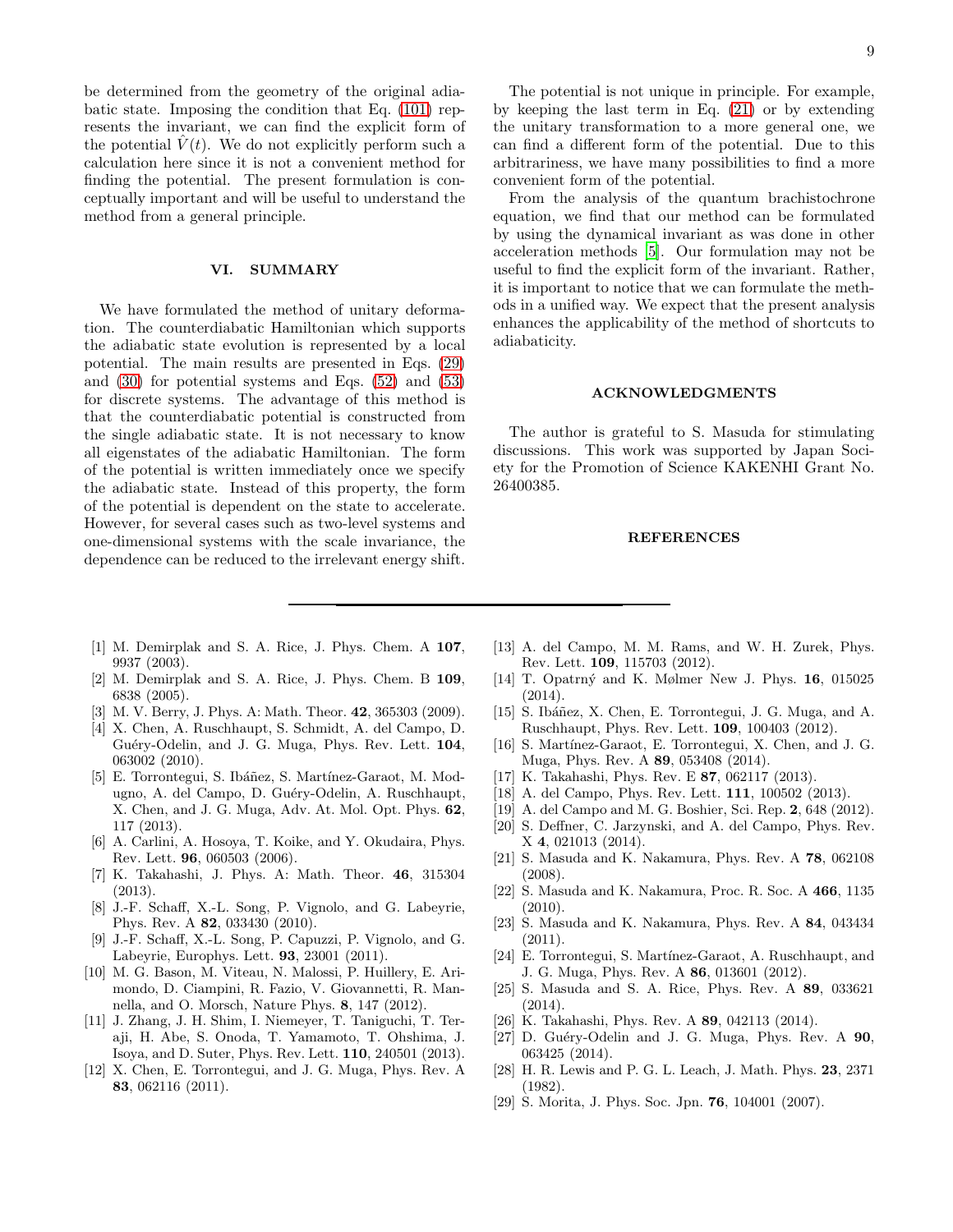be determined from the geometry of the original adiabatic state. Imposing the condition that Eq. (101) represents the invariant, we can find the explicit form of the potential $\hat{V}(t)$. We do not explicitly perform such a calculation here since it is not a convenient method for finding the potential. The present formulation is conceptually important and will be useful to understand the method from a general principle.

## VI. SUMMARY

We have formulated the method of unitary deformation. The counterdiabatic Hamiltonian which supports the adiabatic state evolution is represented by a local potential. The main results are presented in Eqs. (29) and (30) for potential systems and Eqs. (52) and (53) for discrete systems. The advantage of this method is that the counterdiabatic potential is constructed from the single adiabatic state. It is not necessary to know all eigenstates of the adiabatic Hamiltonian. The form of the potential is written immediately once we specify the adiabatic state. Instead of this property, the form of the potential is dependent on the state to accelerate. However, for several cases such as two-level systems and one-dimensional systems with the scale invariance, the dependence can be reduced to the irrelevant energy shift.

The potential is not unique in principle. For example, by keeping the last term in Eq. (21) or by extending the unitary transformation to a more general one, we can find a different form of the potential. Due to this arbitrariness, we have many possibilities to find a more convenient form of the potential.

From the analysis of the quantum brachistochrone equation, we find that our method can be formulated by using the dynamical invariant as was done in other acceleration methods [5]. Our formulation may not be useful to find the explicit form of the invariant. Rather, it is important to notice that we can formulate the methods in a unified way. We expect that the present analysis enhances the applicability of the method of shortcuts to adiabaticity.

## ACKNOWLEDGMENTS

The author is grateful to S. Masuda for stimulating discussions. This work was supported by Japan Society for the Promotion of Science KAKENHI Grant No. 26400385.

## REFERENCES

---

[1] M. Demirplak and S. A. Rice, J. Phys. Chem. A **107**, 9937 (2003).

[2] M. Demirplak and S. A. Rice, J. Phys. Chem. B **109**, 6838 (2005).

[3] M. V. Berry, J. Phys. A: Math. Theor. **42**, 365303 (2009).

[4] X. Chen, A. Ruschhaupt, S. Schmidt, A. del Campo, D. Guéry-Odelin, and J. G. Muga, Phys. Rev. Lett. **104**, 063002 (2010).

[5] E. Torrontegui, S. Ibáñez, S. Martínez-Garaot, M. Modugno, A. del Campo, D. Guéry-Odelin, A. Ruschhaupt, X. Chen, and J. G. Muga, Adv. At. Mol. Opt. Phys. **62**, 117 (2013).

[6] A. Carlini, A. Hosoya, T. Koike, and Y. Okudaira, Phys. Rev. Lett. **96**, 060503 (2006).

[7] K. Takahashi, J. Phys. A: Math. Theor. **46**, 315304 (2013).

[8] J.-F. Schaff, X.-L. Song, P. Vignolo, and G. Labeyrie, Phys. Rev. A **82**, 033430 (2010).

[9] J.-F. Schaff, X.-L. Song, P. Capuzzi, P. Vignolo, and G. Labeyrie, Europhys. Lett. **93**, 23001 (2011).

[10] M. G. Bason, M. Viteau, N. Malossi, P. Huillery, E. Arimondo, D. Ciampini, R. Fazio, V. Giovannetti, R. Mannella, and O. Morsch, Nature Phys. **8**, 147 (2012).

[11] J. Zhang, J. H. Shim, I. Niemeyer, T. Taniguchi, T. Teraji, H. Abe, S. Onoda, T. Yamamoto, T. Ohshima, J. Isoya, and D. Suter, Phys. Rev. Lett. **110**, 240501 (2013).

[12] X. Chen, E. Torrontegui, and J. G. Muga, Phys. Rev. A **83**, 062116 (2011).

[13] A. del Campo, M. M. Rams, and W. H. Zurek, Phys. Rev. Lett. **109**, 115703 (2012).

[14] T. Opatrný and K. Mølmer New J. Phys. **16**, 015025 (2014).

[15] S. Ibáñez, X. Chen, E. Torrontegui, J. G. Muga, and A. Ruschhaupt, Phys. Rev. Lett. **109**, 100403 (2012).

[16] S. Martínez-Garaot, E. Torrontegui, X. Chen, and J. G. Muga, Phys. Rev. A **89**, 053408 (2014).

[17] K. Takahashi, Phys. Rev. E **87**, 062117 (2013).

[18] A. del Campo, Phys. Rev. Lett. **111**, 100502 (2013).

[19] A. del Campo and M. G. Boshier, Sci. Rep. **2**, 648 (2012).

[20] S. Deffner, C. Jarzynski, and A. del Campo, Phys. Rev. X **4**, 021013 (2014).

[21] S. Masuda and K. Nakamura, Phys. Rev. A **78**, 062108 (2008).

[22] S. Masuda and K. Nakamura, Proc. R. Soc. A **466**, 1135 (2010).

[23] S. Masuda and K. Nakamura, Phys. Rev. A **84**, 043434 (2011).

[24] E. Torrontegui, S. Martínez-Garaot, A. Ruschhaupt, and J. G. Muga, Phys. Rev. A **86**, 013601 (2012).

[25] S. Masuda and S. A. Rice, Phys. Rev. A **89**, 033621 (2014).

[26] K. Takahashi, Phys. Rev. A **89**, 042113 (2014).

[27] D. Guéry-Odelin and J. G. Muga, Phys. Rev. A **90**, 063425 (2014).

[28] H. R. Lewis and P. G. L. Leach, J. Math. Phys. **23**, 2371 (1982).

[29] S. Morita, J. Phys. Soc. Jpn. **76**, 104001 (2007).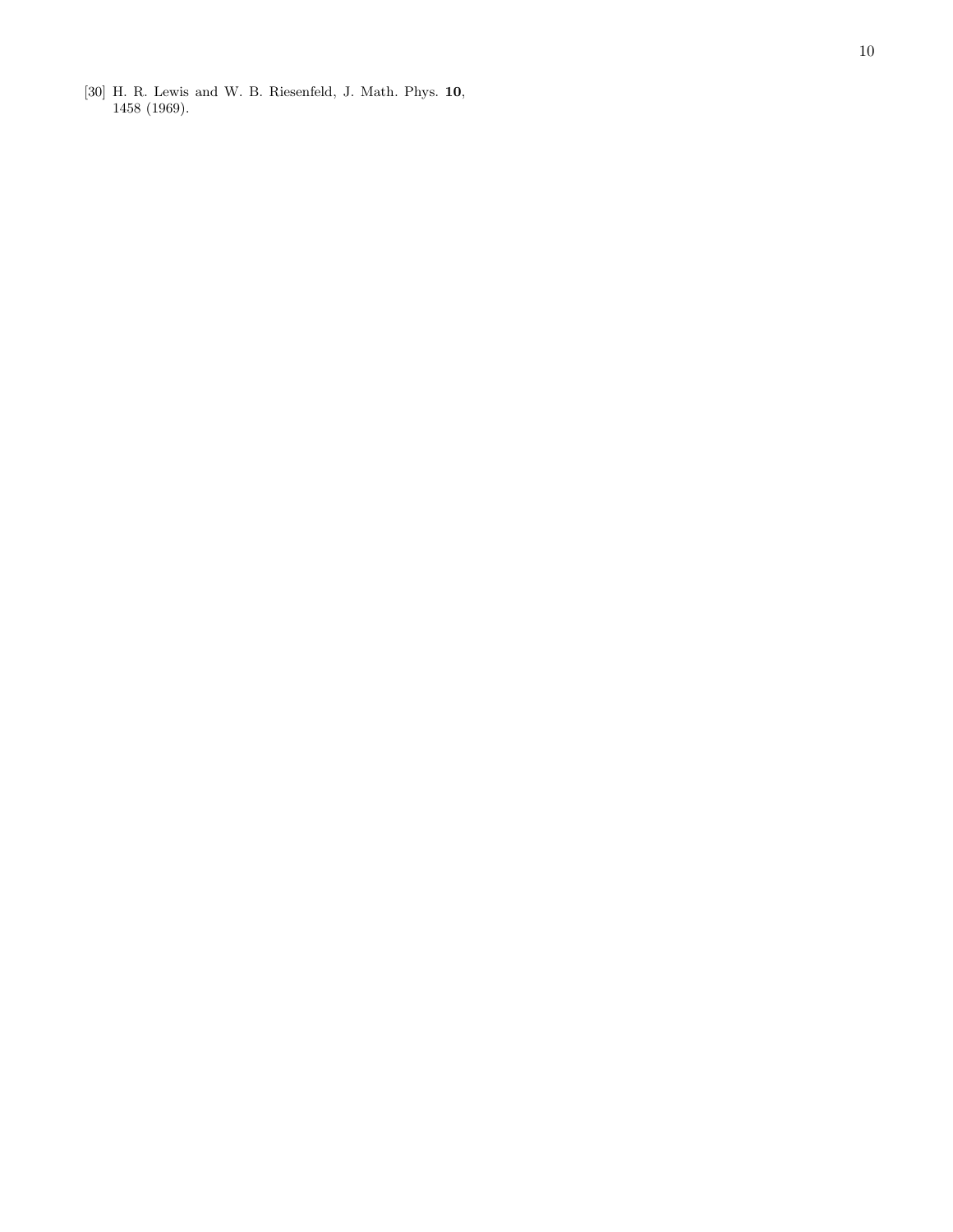[30] H. R. Lewis and W. B. Riesenfeld, J. Math. Phys. **10**, 1458 (1969).